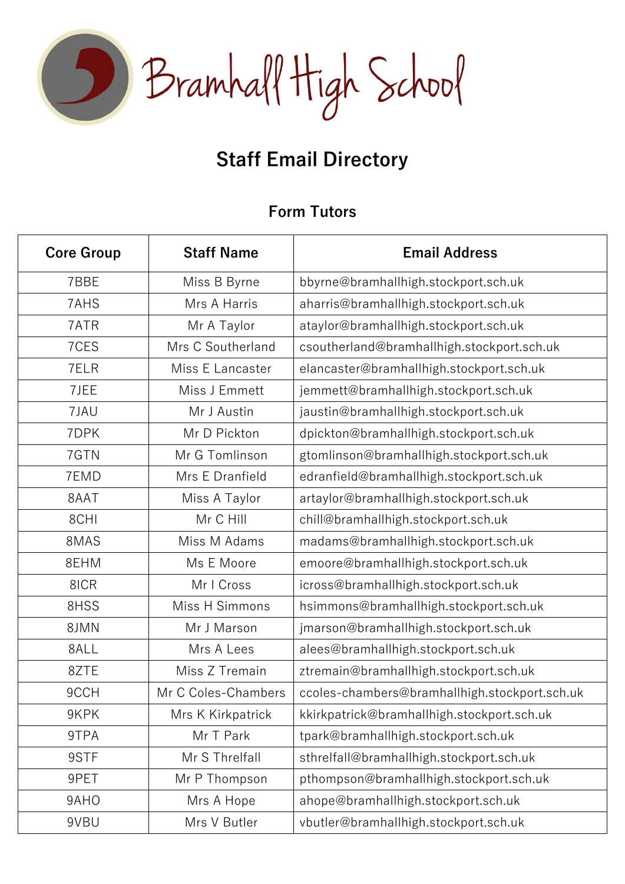# Bramhall High School

## Staff Email Directory

### Form Tutors

| Core Group | Staff Name | Email Address |
|---|---|---|
| 7BBE | Miss B Byrne | bbyrne@bramhallhigh.stockport.sch.uk |
| 7AHS | Mrs A Harris | aharris@bramhallhigh.stockport.sch.uk |
| 7ATR | Mr A Taylor | ataylor@bramhallhigh.stockport.sch.uk |
| 7CES | Mrs C Southerland | csoutherland@bramhallhigh.stockport.sch.uk |
| 7ELR | Miss E Lancaster | elancaster@bramhallhigh.stockport.sch.uk |
| 7JEE | Miss J Emmett | jemmett@bramhallhigh.stockport.sch.uk |
| 7JAU | Mr J Austin | jaustin@bramhallhigh.stockport.sch.uk |
| 7DPK | Mr D Pickton | dpickton@bramhallhigh.stockport.sch.uk |
| 7GTN | Mr G Tomlinson | gtomlinson@bramhallhigh.stockport.sch.uk |
| 7EMD | Mrs E Dranfield | edranfield@bramhallhigh.stockport.sch.uk |
| 8AAT | Miss A Taylor | artaylor@bramhallhigh.stockport.sch.uk |
| 8CHI | Mr C Hill | chill@bramhallhigh.stockport.sch.uk |
| 8MAS | Miss M Adams | madams@bramhallhigh.stockport.sch.uk |
| 8EHM | Ms E Moore | emoore@bramhallhigh.stockport.sch.uk |
| 8ICR | Mr I Cross | icross@bramhallhigh.stockport.sch.uk |
| 8HSS | Miss H Simmons | hsimmons@bramhallhigh.stockport.sch.uk |
| 8JMN | Mr J Marson | jmarson@bramhallhigh.stockport.sch.uk |
| 8ALL | Mrs A Lees | alees@bramhallhigh.stockport.sch.uk |
| 8ZTE | Miss Z Tremain | ztremain@bramhallhigh.stockport.sch.uk |
| 9CCH | Mr C Coles-Chambers | ccoles-chambers@bramhallhigh.stockport.sch.uk |
| 9KPK | Mrs K Kirkpatrick | kkirkpatrick@bramhallhigh.stockport.sch.uk |
| 9TPA | Mr T Park | tpark@bramhallhigh.stockport.sch.uk |
| 9STF | Mr S Threlfall | sthrelfall@bramhallhigh.stockport.sch.uk |
| 9PET | Mr P Thompson | pthompson@bramhallhigh.stockport.sch.uk |
| 9AHO | Mrs A Hope | ahope@bramhallhigh.stockport.sch.uk |
| 9VBU | Mrs V Butler | vbutler@bramhallhigh.stockport.sch.uk |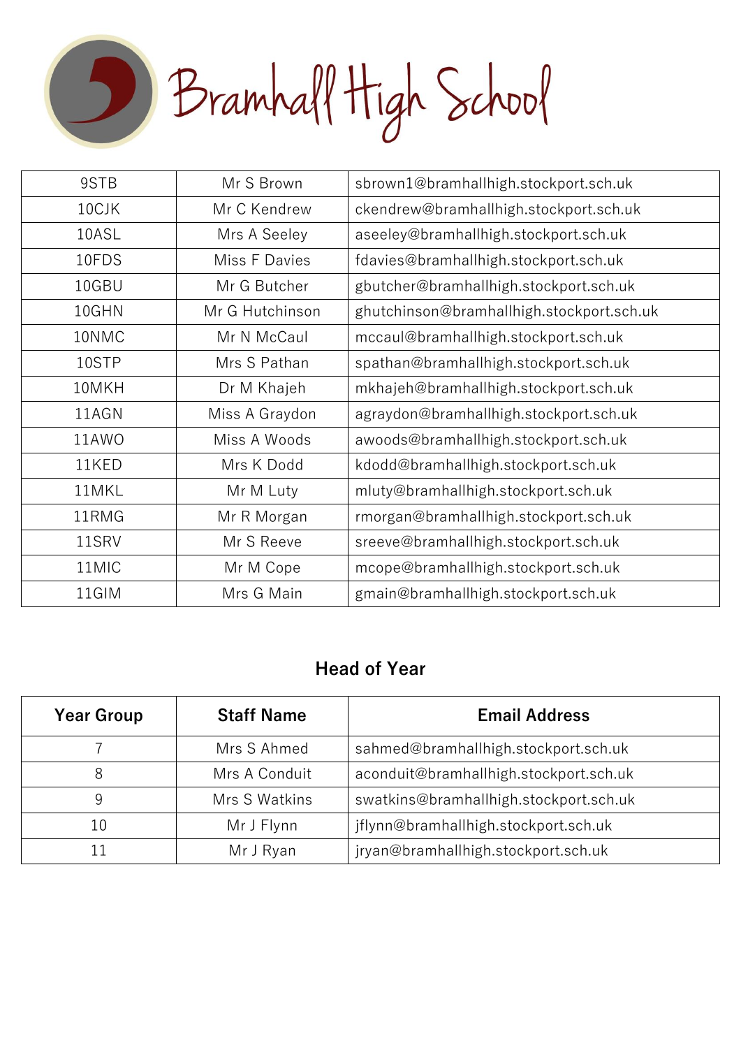# Bramhall High School

| | | |
|---|---|---|
| 9STB | Mr S Brown | sbrown1@bramhallhigh.stockport.sch.uk |
| 10CJK | Mr C Kendrew | ckendrew@bramhallhigh.stockport.sch.uk |
| 10ASL | Mrs A Seeley | aseeley@bramhallhigh.stockport.sch.uk |
| 10FDS | Miss F Davies | fdavies@bramhallhigh.stockport.sch.uk |
| 10GBU | Mr G Butcher | gbutcher@bramhallhigh.stockport.sch.uk |
| 10GHN | Mr G Hutchinson | ghutchinson@bramhallhigh.stockport.sch.uk |
| 10NMC | Mr N McCaul | mccaul@bramhallhigh.stockport.sch.uk |
| 10STP | Mrs S Pathan | spathan@bramhallhigh.stockport.sch.uk |
| 10MKH | Dr M Khajeh | mkhajeh@bramhallhigh.stockport.sch.uk |
| 11AGN | Miss A Graydon | agraydon@bramhallhigh.stockport.sch.uk |
| 11AWO | Miss A Woods | awoods@bramhallhigh.stockport.sch.uk |
| 11KED | Mrs K Dodd | kdodd@bramhallhigh.stockport.sch.uk |
| 11MKL | Mr M Luty | mluty@bramhallhigh.stockport.sch.uk |
| 11RMG | Mr R Morgan | rmorgan@bramhallhigh.stockport.sch.uk |
| 11SRV | Mr S Reeve | sreeve@bramhallhigh.stockport.sch.uk |
| 11MIC | Mr M Cope | mcope@bramhallhigh.stockport.sch.uk |
| 11GIM | Mrs G Main | gmain@bramhallhigh.stockport.sch.uk |

## Head of Year

| Year Group | Staff Name | Email Address |
|---|---|---|
| 7 | Mrs S Ahmed | sahmed@bramhallhigh.stockport.sch.uk |
| 8 | Mrs A Conduit | aconduit@bramhallhigh.stockport.sch.uk |
| 9 | Mrs S Watkins | swatkins@bramhallhigh.stockport.sch.uk |
| 10 | Mr J Flynn | jflynn@bramhallhigh.stockport.sch.uk |
| 11 | Mr J Ryan | jryan@bramhallhigh.stockport.sch.uk |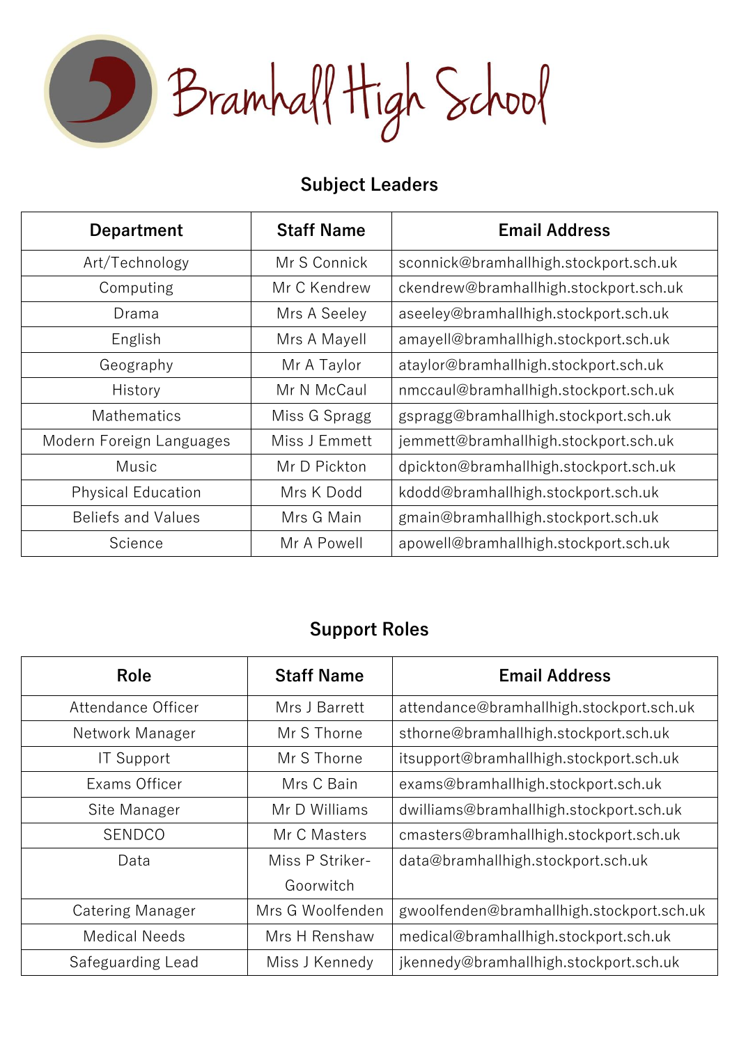# Bramhall High School

## Subject Leaders

| Department | Staff Name | Email Address |
|---|---|---|
| Art/Technology | Mr S Connick | sconnick@bramhallhigh.stockport.sch.uk |
| Computing | Mr C Kendrew | ckendrew@bramhallhigh.stockport.sch.uk |
| Drama | Mrs A Seeley | aseeley@bramhallhigh.stockport.sch.uk |
| English | Mrs A Mayell | amayell@bramhallhigh.stockport.sch.uk |
| Geography | Mr A Taylor | ataylor@bramhallhigh.stockport.sch.uk |
| History | Mr N McCaul | nmccaul@bramhallhigh.stockport.sch.uk |
| Mathematics | Miss G Spragg | gspragg@bramhallhigh.stockport.sch.uk |
| Modern Foreign Languages | Miss J Emmett | jemmett@bramhallhigh.stockport.sch.uk |
| Music | Mr D Pickton | dpickton@bramhallhigh.stockport.sch.uk |
| Physical Education | Mrs K Dodd | kdodd@bramhallhigh.stockport.sch.uk |
| Beliefs and Values | Mrs G Main | gmain@bramhallhigh.stockport.sch.uk |
| Science | Mr A Powell | apowell@bramhallhigh.stockport.sch.uk |

## Support Roles

| Role | Staff Name | Email Address |
|---|---|---|
| Attendance Officer | Mrs J Barrett | attendance@bramhallhigh.stockport.sch.uk |
| Network Manager | Mr S Thorne | sthorne@bramhallhigh.stockport.sch.uk |
| IT Support | Mr S Thorne | itsupport@bramhallhigh.stockport.sch.uk |
| Exams Officer | Mrs C Bain | exams@bramhallhigh.stockport.sch.uk |
| Site Manager | Mr D Williams | dwilliams@bramhallhigh.stockport.sch.uk |
| SENDCO | Mr C Masters | cmasters@bramhallhigh.stockport.sch.uk |
| Data | Miss P Striker-Goorwitch | data@bramhallhigh.stockport.sch.uk |
| Catering Manager | Mrs G Woolfenden | gwoolfenden@bramhallhigh.stockport.sch.uk |
| Medical Needs | Mrs H Renshaw | medical@bramhallhigh.stockport.sch.uk |
| Safeguarding Lead | Miss J Kennedy | jkennedy@bramhallhigh.stockport.sch.uk |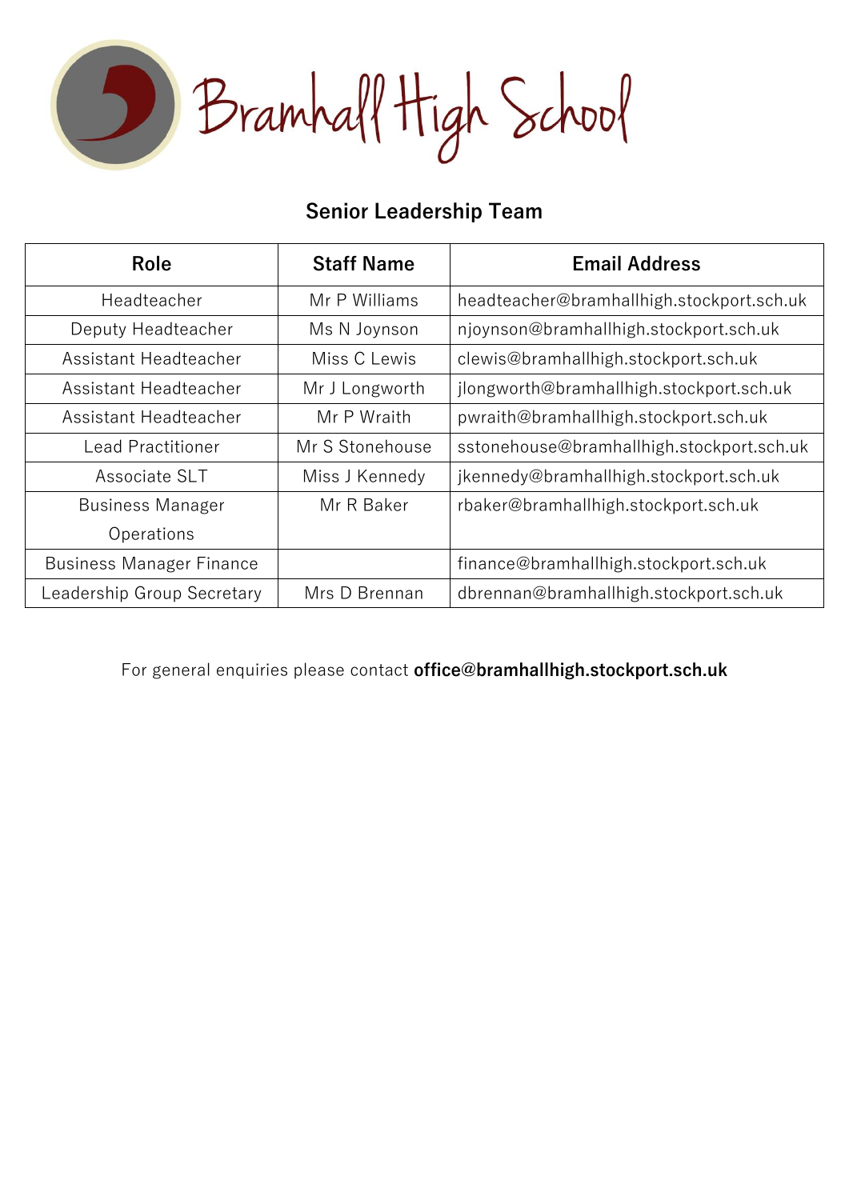# Bramhall High School

## Senior Leadership Team

| Role | Staff Name | Email Address |
|---|---|---|
| Headteacher | Mr P Williams | headteacher@bramhallhigh.stockport.sch.uk |
| Deputy Headteacher | Ms N Joynson | njoynson@bramhallhigh.stockport.sch.uk |
| Assistant Headteacher | Miss C Lewis | clewis@bramhallhigh.stockport.sch.uk |
| Assistant Headteacher | Mr J Longworth | jlongworth@bramhallhigh.stockport.sch.uk |
| Assistant Headteacher | Mr P Wraith | pwraith@bramhallhigh.stockport.sch.uk |
| Lead Practitioner | Mr S Stonehouse | sstonehouse@bramhallhigh.stockport.sch.uk |
| Associate SLT | Miss J Kennedy | jkennedy@bramhallhigh.stockport.sch.uk |
| Business Manager Operations | Mr R Baker | rbaker@bramhallhigh.stockport.sch.uk |
| Business Manager Finance | | finance@bramhallhigh.stockport.sch.uk |
| Leadership Group Secretary | Mrs D Brennan | dbrennan@bramhallhigh.stockport.sch.uk |

For general enquiries please contact **office@bramhallhigh.stockport.sch.uk**